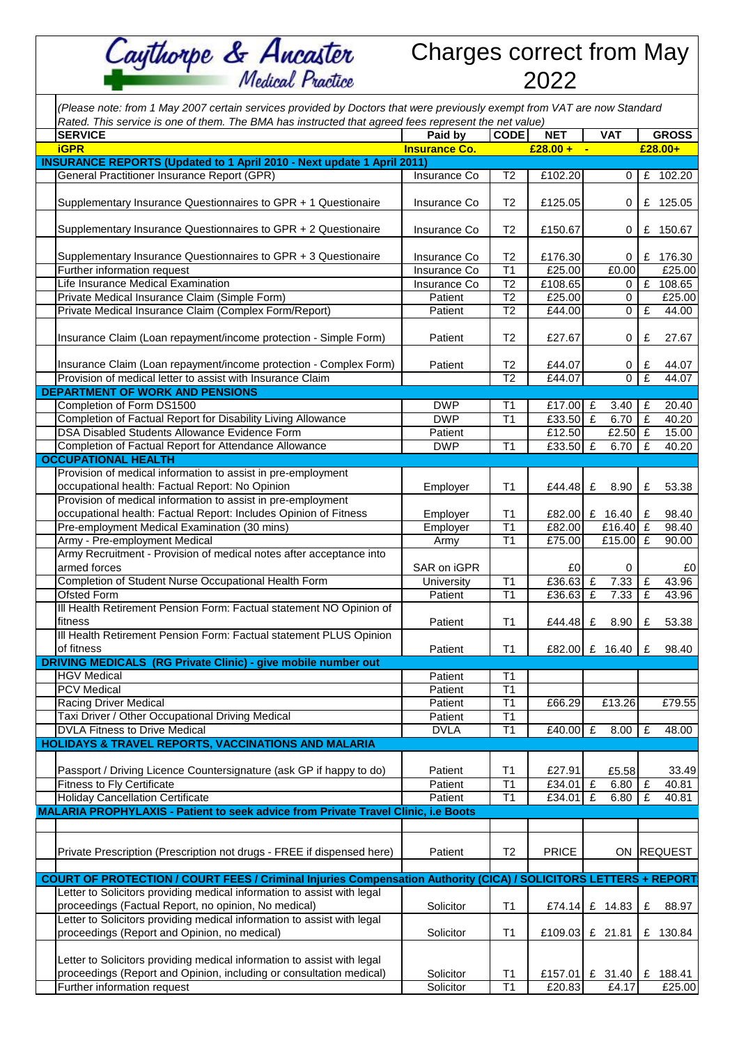# Caythorpe & Ancaster Medical Practice

## Charges correct from May 2022

*(Please note: from 1 May 2007 certain services provided by Doctors that were previously exempt from VAT are now Standard Rated. This service is one of them. The BMA has instructed that agreed fees represent the net value)*

| SERVICE | Paid by | CODE | NET | VAT | GROSS |
|---|---|---|---|---|---|
| **iGPR** | **Insurance Co.** | | **£28.00 +** | **-** | **£28.00+** |
| **INSURANCE REPORTS (Updated to 1 April 2010 - Next update 1 April 2011)** | | | | | |
| General Practitioner Insurance Report (GPR) | Insurance Co | T2 | £102.20 | 0 | £ 102.20 |
| Supplementary Insurance Questionnaires to GPR + 1 Questionaire | Insurance Co | T2 | £125.05 | 0 | £ 125.05 |
| Supplementary Insurance Questionnaires to GPR + 2 Questionaire | Insurance Co | T2 | £150.67 | 0 | £ 150.67 |
| Supplementary Insurance Questionnaires to GPR + 3 Questionaire | Insurance Co | T2 | £176.30 | 0 | £ 176.30 |
| Further information request | Insurance Co | T1 | £25.00 | £0.00 | £25.00 |
| Life Insurance Medical Examination | Insurance Co | T2 | £108.65 | 0 | £ 108.65 |
| Private Medical Insurance Claim (Simple Form) | Patient | T2 | £25.00 | 0 | £25.00 |
| Private Medical Insurance Claim (Complex Form/Report) | Patient | T2 | £44.00 | 0 | £ 44.00 |
| Insurance Claim (Loan repayment/income protection - Simple Form) | Patient | T2 | £27.67 | 0 | £ 27.67 |
| Insurance Claim (Loan repayment/income protection - Complex Form) | Patient | T2 | £44.07 | 0 | £ 44.07 |
| Provision of medical letter to assist with Insurance Claim | | T2 | £44.07 | 0 | £ 44.07 |
| **DEPARTMENT OF WORK AND PENSIONS** | | | | | |
| Completion of Form DS1500 | DWP | T1 | £17.00 | £ 3.40 | £ 20.40 |
| Completion of Factual Report for Disability Living Allowance | DWP | T1 | £33.50 | £ 6.70 | £ 40.20 |
| DSA Disabled Students Allowance Evidence Form | Patient | | £12.50 | £2.50 | £ 15.00 |
| Completion of Factual Report for Attendance Allowance | DWP | T1 | £33.50 | £ 6.70 | £ 40.20 |
| **OCCUPATIONAL HEALTH** | | | | | |
| Provision of medical information to assist in pre-employment occupational health: Factual Report: No Opinion | Employer | T1 | £44.48 | £ 8.90 | £ 53.38 |
| Provision of medical information to assist in pre-employment occupational health: Factual Report: Includes Opinion of Fitness | Employer | T1 | £82.00 | £ 16.40 | £ 98.40 |
| Pre-employment Medical Examination (30 mins) | Employer | T1 | £82.00 | £16.40 | £ 98.40 |
| Army - Pre-employment Medical | Army | T1 | £75.00 | £15.00 | £ 90.00 |
| Army Recruitment - Provision of medical notes after acceptance into armed forces | SAR on iGPR | | £0 | 0 | £0 |
| Completion of Student Nurse Occupational Health Form | University | T1 | £36.63 | £ 7.33 | £ 43.96 |
| Ofsted Form | Patient | T1 | £36.63 | £ 7.33 | £ 43.96 |
| Ill Health Retirement Pension Form: Factual statement NO Opinion of fitness | Patient | T1 | £44.48 | £ 8.90 | £ 53.38 |
| Ill Health Retirement Pension Form: Factual statement PLUS Opinion of fitness | Patient | T1 | £82.00 | £ 16.40 | £ 98.40 |
| **DRIVING MEDICALS (RG Private Clinic) - give mobile number out** | | | | | |
| HGV Medical | Patient | T1 | | | |
| PCV Medical | Patient | T1 | | | |
| Racing Driver Medical | Patient | T1 | £66.29 | £13.26 | £79.55 |
| Taxi Driver / Other Occupational Driving Medical | Patient | T1 | | | |
| DVLA Fitness to Drive Medical | DVLA | T1 | £40.00 | £ 8.00 | £ 48.00 |
| **HOLIDAYS & TRAVEL REPORTS, VACCINATIONS AND MALARIA** | | | | | |
| Passport / Driving Licence Countersignature (ask GP if happy to do) | Patient | T1 | £27.91 | £5.58 | 33.49 |
| Fitness to Fly Certificate | Patient | T1 | £34.01 | £ 6.80 | £ 40.81 |
| Holiday Cancellation Certificate | Patient | T1 | £34.01 | £ 6.80 | £ 40.81 |
| **MALARIA PROPHYLAXIS - Patient to seek advice from Private Travel Clinic, i.e Boots** | | | | | |
| Private Prescription (Prescription not drugs - FREE if dispensed here) | Patient | T2 | PRICE | ON | REQUEST |
| **COURT OF PROTECTION / COURT FEES / Criminal Injuries Compensation Authority (CICA) / SOLICITORS LETTERS + REPORT** | | | | | |
| Letter to Solicitors providing medical information to assist with legal proceedings (Factual Report, no opinion, No medical) | Solicitor | T1 | £74.14 | £ 14.83 | £ 88.97 |
| Letter to Solicitors providing medical information to assist with legal proceedings (Report and Opinion, no medical) | Solicitor | T1 | £109.03 | £ 21.81 | £ 130.84 |
| Letter to Solicitors providing medical information to assist with legal proceedings (Report and Opinion, including or consultation medical) | Solicitor | T1 | £157.01 | £ 31.40 | £ 188.41 |
| Further information request | Solicitor | T1 | £20.83 | £4.17 | £25.00 |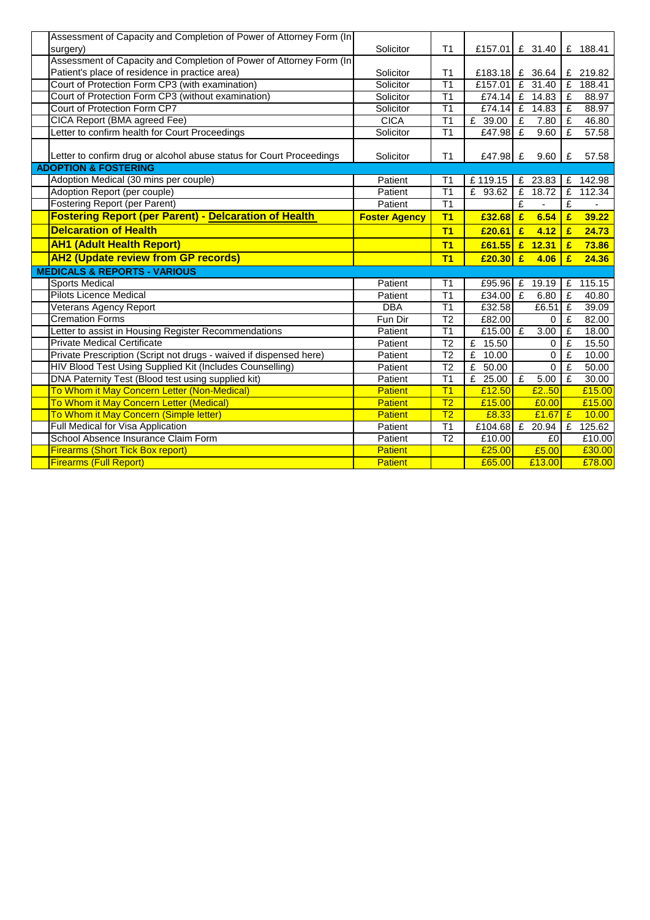| | | | | | |
|---|---|---|---|---|---|
| Assessment of Capacity and Completion of Power of Attorney Form (In surgery) | Solicitor | T1 | £157.01 | £ 31.40 | £ 188.41 |
| Assessment of Capacity and Completion of Power of Attorney Form (In Patient's place of residence in practice area) | Solicitor | T1 | £183.18 | £ 36.64 | £ 219.82 |
| Court of Protection Form CP3 (with examination) | Solicitor | T1 | £157.01 | £ 31.40 | £ 188.41 |
| Court of Protection Form CP3 (without examination) | Solicitor | T1 | £74.14 | £ 14.83 | £ 88.97 |
| Court of Protection Form CP7 | Solicitor | T1 | £74.14 | £ 14.83 | £ 88.97 |
| CICA Report (BMA agreed Fee) | CICA | T1 | £ 39.00 | £ 7.80 | £ 46.80 |
| Letter to confirm health for Court Proceedings | Solicitor | T1 | £47.98 | £ 9.60 | £ 57.58 |
| Letter to confirm drug or alcohol abuse status for Court Proceedings | Solicitor | T1 | £47.98 | £ 9.60 | £ 57.58 |
| **ADOPTION & FOSTERING** | | | | | |
| Adoption Medical (30 mins per couple) | Patient | T1 | £ 119.15 | £ 23.83 | £ 142.98 |
| Adoption Report (per couple) | Patient | T1 | £ 93.62 | £ 18.72 | £ 112.34 |
| Fostering Report (per Parent) | Patient | T1 | | £ - | £ - |
| **Fostering Report (per Parent) - Delcaration of Health** | **Foster Agency** | **T1** | **£32.68** | **£ 6.54** | **£ 39.22** |
| **Delcaration of Health** | | **T1** | **£20.61** | **£ 4.12** | **£ 24.73** |
| **AH1 (Adult Health Report)** | | **T1** | **£61.55** | **£ 12.31** | **£ 73.86** |
| **AH2 (Update review from GP records)** | | **T1** | **£20.30** | **£ 4.06** | **£ 24.36** |
| **MEDICALS & REPORTS - VARIOUS** | | | | | |
| Sports Medical | Patient | T1 | £95.96 | £ 19.19 | £ 115.15 |
| Pilots Licence Medical | Patient | T1 | £34.00 | £ 6.80 | £ 40.80 |
| Veterans Agency Report | DBA | T1 | £32.58 | £6.51 | £ 39.09 |
| Cremation Forms | Fun Dir | T2 | £82.00 | 0 | £ 82.00 |
| Letter to assist in Housing Register Recommendations | Patient | T1 | £15.00 | £ 3.00 | £ 18.00 |
| Private Medical Certificate | Patient | T2 | £ 15.50 | 0 | £ 15.50 |
| Private Prescription (Script not drugs - waived if dispensed here) | Patient | T2 | £ 10.00 | 0 | £ 10.00 |
| HIV Blood Test Using Supplied Kit (Includes Counselling) | Patient | T2 | £ 50.00 | 0 | £ 50.00 |
| DNA Paternity Test (Blood test using supplied kit) | Patient | T1 | £ 25.00 | £ 5.00 | £ 30.00 |
| To Whom it May Concern Letter (Non-Medical) | Patient | T1 | £12.50 | £2..50 | £15.00 |
| To Whom it May Concern Letter (Medical) | Patient | T2 | £15.00 | £0.00 | £15.00 |
| To Whom it May Concern (Simple letter) | Patient | T2 | £8.33 | £1.67 | £ 10.00 |
| Full Medical for Visa Application | Patient | T1 | £104.68 | £ 20.94 | £ 125.62 |
| School Absence Insurance Claim Form | Patient | T2 | £10.00 | £0 | £10.00 |
| Firearms (Short Tick Box report) | Patient | | £25.00 | £5.00 | £30.00 |
| Firearms (Full Report) | Patient | | £65.00 | £13.00 | £78.00 |